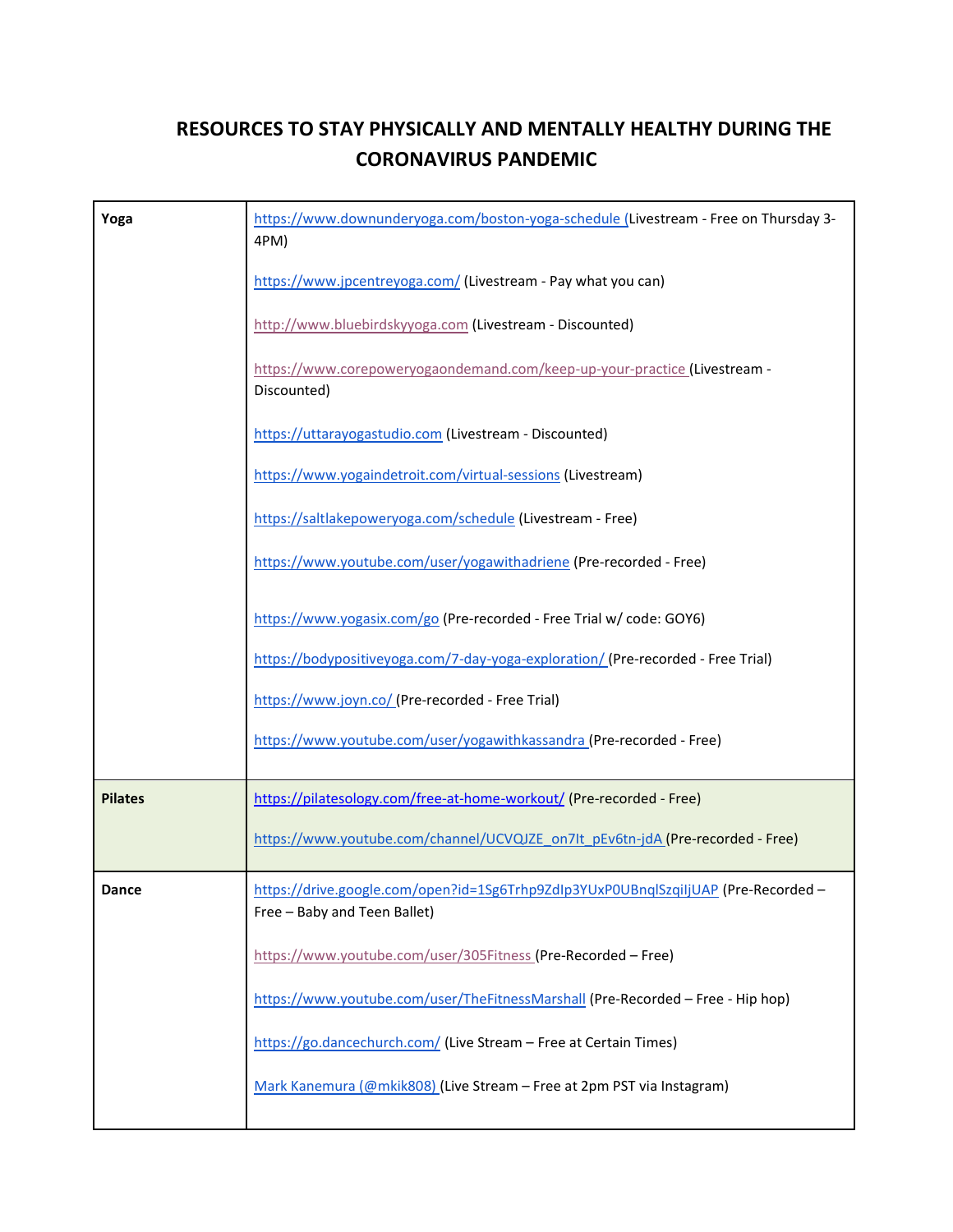# RESOURCES TO STAY PHYSICALLY AND MENTALLY HEALTHY DURING THE CORONAVIRUS PANDEMIC

| | |
|---|---|
| **Yoga** | https://www.downunderyoga.com/boston-yoga-schedule (Livestream - Free on Thursday 3-4PM)<br><br>https://www.jpcentreyoga.com/ (Livestream - Pay what you can)<br><br>http://www.bluebirdskyyoga.com (Livestream - Discounted)<br><br>https://www.corepoweryogaondemand.com/keep-up-your-practice (Livestream - Discounted)<br><br>https://uttarayogastudio.com (Livestream - Discounted)<br><br>https://www.yogaindetroit.com/virtual-sessions (Livestream)<br><br>https://saltlakepoweryoga.com/schedule (Livestream - Free)<br><br>https://www.youtube.com/user/yogawithadriene (Pre-recorded - Free)<br><br>https://www.yogasix.com/go (Pre-recorded - Free Trial w/ code: GOY6)<br><br>https://bodypositiveyoga.com/7-day-yoga-exploration/ (Pre-recorded - Free Trial)<br><br>https://www.joyn.co/ (Pre-recorded - Free Trial)<br><br>https://www.youtube.com/user/yogawithkassandra (Pre-recorded - Free) |
| **Pilates** | https://pilatesology.com/free-at-home-workout/ (Pre-recorded - Free)<br><br>https://www.youtube.com/channel/UCVQJZE_on7lt_pEv6tn-jdA (Pre-recorded - Free) |
| **Dance** | https://drive.google.com/open?id=1Sg6Trhp9ZdIp3YUxP0UBnqlSzqiIjUAP (Pre-Recorded – Free – Baby and Teen Ballet)<br><br>https://www.youtube.com/user/305Fitness (Pre-Recorded – Free)<br><br>https://www.youtube.com/user/TheFitnessMarshall (Pre-Recorded – Free - Hip hop)<br><br>https://go.dancechurch.com/ (Live Stream – Free at Certain Times)<br><br>Mark Kanemura (@mkik808) (Live Stream – Free at 2pm PST via Instagram) |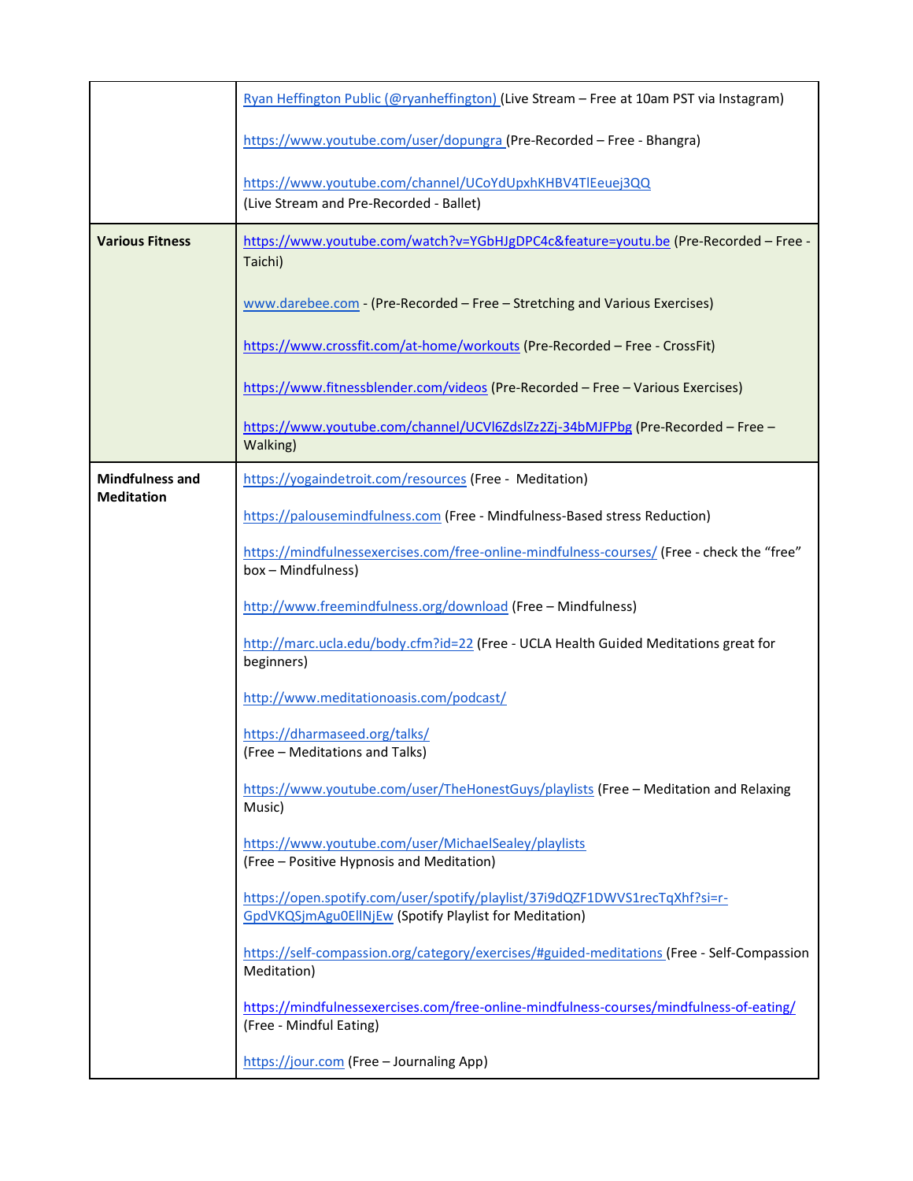| | |
|---|---|
| | Ryan Heffington Public (@ryanheffington) (Live Stream – Free at 10am PST via Instagram)<br><br>https://www.youtube.com/user/dopungra (Pre-Recorded – Free - Bhangra)<br><br>https://www.youtube.com/channel/UCoYdUpxhKHBV4TlEeuej3QQ (Live Stream and Pre-Recorded - Ballet) |
| **Various Fitness** | https://www.youtube.com/watch?v=YGbHJgDPC4c&feature=youtu.be (Pre-Recorded – Free - Taichi)<br><br>www.darebee.com - (Pre-Recorded – Free – Stretching and Various Exercises)<br><br>https://www.crossfit.com/at-home/workouts (Pre-Recorded – Free - CrossFit)<br><br>https://www.fitnessblender.com/videos (Pre-Recorded – Free – Various Exercises)<br><br>https://www.youtube.com/channel/UCVl6ZdslZz2Zj-34bMJFPbg (Pre-Recorded – Free – Walking) |
| **Mindfulness and Meditation** | https://yogaindetroit.com/resources (Free - Meditation)<br><br>https://palousemindfulness.com (Free - Mindfulness-Based stress Reduction)<br><br>https://mindfulnessexercises.com/free-online-mindfulness-courses/ (Free - check the "free" box – Mindfulness)<br><br>http://www.freemindfulness.org/download (Free – Mindfulness)<br><br>http://marc.ucla.edu/body.cfm?id=22 (Free - UCLA Health Guided Meditations great for beginners)<br><br>http://www.meditationoasis.com/podcast/<br><br>https://dharmaseed.org/talks/ (Free – Meditations and Talks)<br><br>https://www.youtube.com/user/TheHonestGuys/playlists (Free – Meditation and Relaxing Music)<br><br>https://www.youtube.com/user/MichaelSealey/playlists (Free – Positive Hypnosis and Meditation)<br><br>https://open.spotify.com/user/spotify/playlist/37i9dQZF1DWVS1recTqXhf?si=r-GpdVKQSjmAgu0EllNjEw (Spotify Playlist for Meditation)<br><br>https://self-compassion.org/category/exercises/#guided-meditations (Free - Self-Compassion Meditation)<br><br>https://mindfulnessexercises.com/free-online-mindfulness-courses/mindfulness-of-eating/ (Free - Mindful Eating)<br><br>https://jour.com (Free – Journaling App) |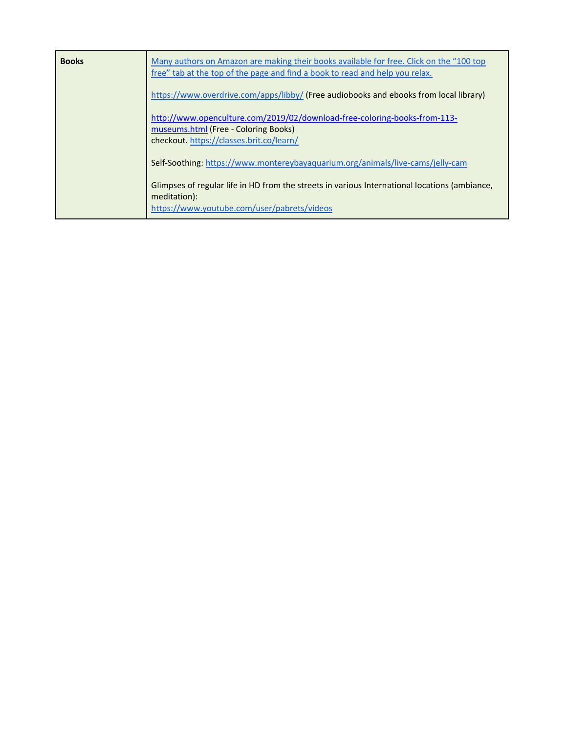| | |
|---|---|
| **Books** | Many authors on Amazon are making their books available for free. Click on the "100 top free" tab at the top of the page and find a book to read and help you relax.<br><br>https://www.overdrive.com/apps/libby/ (Free audiobooks and ebooks from local library)<br><br>http://www.openculture.com/2019/02/download-free-coloring-books-from-113-museums.html (Free - Coloring Books)<br>checkout. https://classes.brit.co/learn/<br><br>Self-Soothing: https://www.montereybayaquarium.org/animals/live-cams/jelly-cam<br><br>Glimpses of regular life in HD from the streets in various International locations (ambiance, meditation):<br>https://www.youtube.com/user/pabrets/videos |